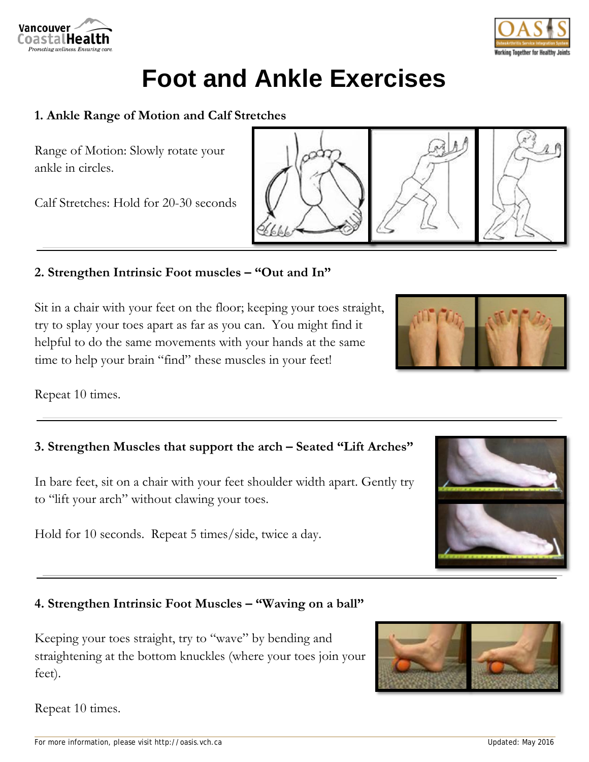# Foot and Ankle Exercises

### 1. Ankle Range of Motion and Calf Stretches

Range of Motion: Slowly rotate your ankle in circles.

Calf Stretches: Hold for 20-30 seconds

---

### 2. Strengthen Intrinsic Foot muscles – "Out and In"

Sit in a chair with your feet on the floor; keeping your toes straight, try to splay your toes apart as far as you can. You might find it helpful to do the same movements with your hands at the same time to help your brain "find" these muscles in your feet!

Repeat 10 times.

---

### 3. Strengthen Muscles that support the arch – Seated "Lift Arches"

In bare feet, sit on a chair with your feet shoulder width apart. Gently try to "lift your arch" without clawing your toes.

Hold for 10 seconds. Repeat 5 times/side, twice a day.

---

### 4. Strengthen Intrinsic Foot Muscles – "Waving on a ball"

Keeping your toes straight, try to "wave" by bending and straightening at the bottom knuckles (where your toes join your feet).

Repeat 10 times.

For more information, please visit http://oasis.vch.ca

Updated: May 2016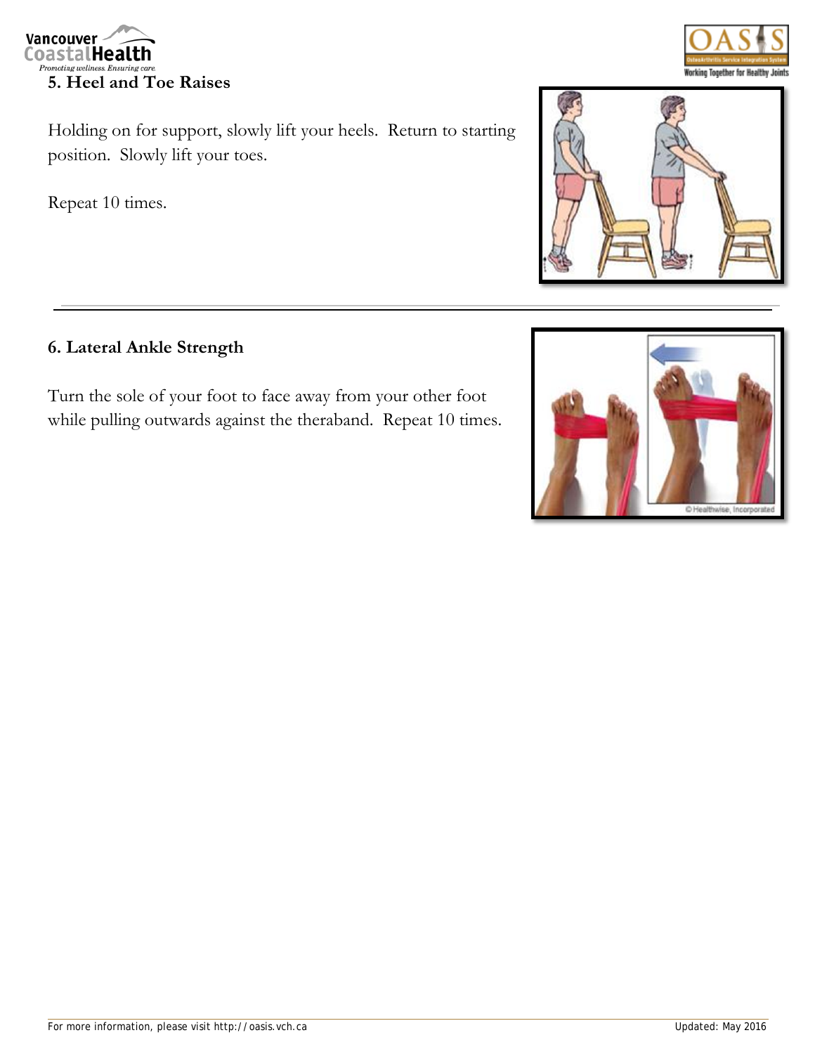## 5. Heel and Toe Raises

Holding on for support, slowly lift your heels. Return to starting position. Slowly lift your toes.

Repeat 10 times.

---

## 6. Lateral Ankle Strength

Turn the sole of your foot to face away from your other foot while pulling outwards against the theraband. Repeat 10 times.

For more information, please visit http://oasis.vch.ca

Updated: May 2016